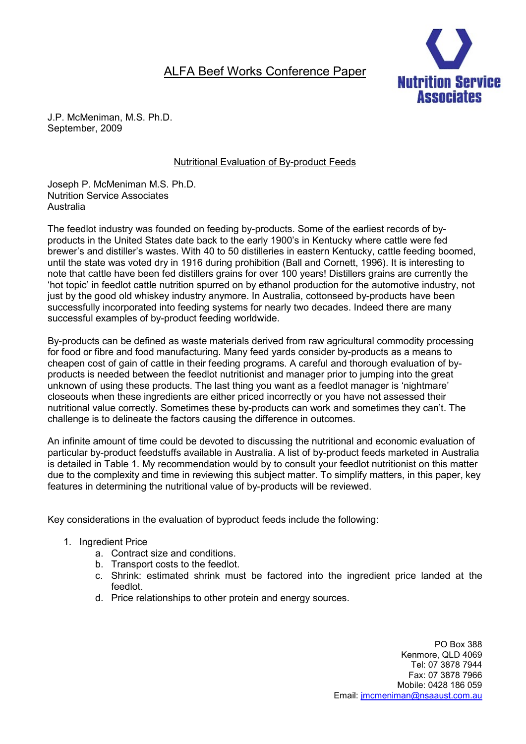ALFA Beef Works Conference Paper

Nutrition Service Associates

J.P. McMeniman, M.S. Ph.D.
September, 2009

# Nutritional Evaluation of By-product Feeds

Joseph P. McMeniman M.S. Ph.D.
Nutrition Service Associates
Australia

The feedlot industry was founded on feeding by-products. Some of the earliest records of by-products in the United States date back to the early 1900's in Kentucky where cattle were fed brewer's and distiller's wastes. With 40 to 50 distilleries in eastern Kentucky, cattle feeding boomed, until the state was voted dry in 1916 during prohibition (Ball and Cornett, 1996). It is interesting to note that cattle have been fed distillers grains for over 100 years! Distillers grains are currently the 'hot topic' in feedlot cattle nutrition spurred on by ethanol production for the automotive industry, not just by the good old whiskey industry anymore. In Australia, cottonseed by-products have been successfully incorporated into feeding systems for nearly two decades. Indeed there are many successful examples of by-product feeding worldwide.

By-products can be defined as waste materials derived from raw agricultural commodity processing for food or fibre and food manufacturing. Many feed yards consider by-products as a means to cheapen cost of gain of cattle in their feeding programs. A careful and thorough evaluation of by-products is needed between the feedlot nutritionist and manager prior to jumping into the great unknown of using these products. The last thing you want as a feedlot manager is 'nightmare' closeouts when these ingredients are either priced incorrectly or you have not assessed their nutritional value correctly. Sometimes these by-products can work and sometimes they can't. The challenge is to delineate the factors causing the difference in outcomes.

An infinite amount of time could be devoted to discussing the nutritional and economic evaluation of particular by-product feedstuffs available in Australia. A list of by-product feeds marketed in Australia is detailed in Table 1. My recommendation would by to consult your feedlot nutritionist on this matter due to the complexity and time in reviewing this subject matter. To simplify matters, in this paper, key features in determining the nutritional value of by-products will be reviewed.

Key considerations in the evaluation of byproduct feeds include the following:

1. Ingredient Price
    a. Contract size and conditions.
    b. Transport costs to the feedlot.
    c. Shrink: estimated shrink must be factored into the ingredient price landed at the feedlot.
    d. Price relationships to other protein and energy sources.

PO Box 388
Kenmore, QLD 4069
Tel: 07 3878 7944
Fax: 07 3878 7966
Mobile: 0428 186 059
Email: jmcmeniman@nsaaust.com.au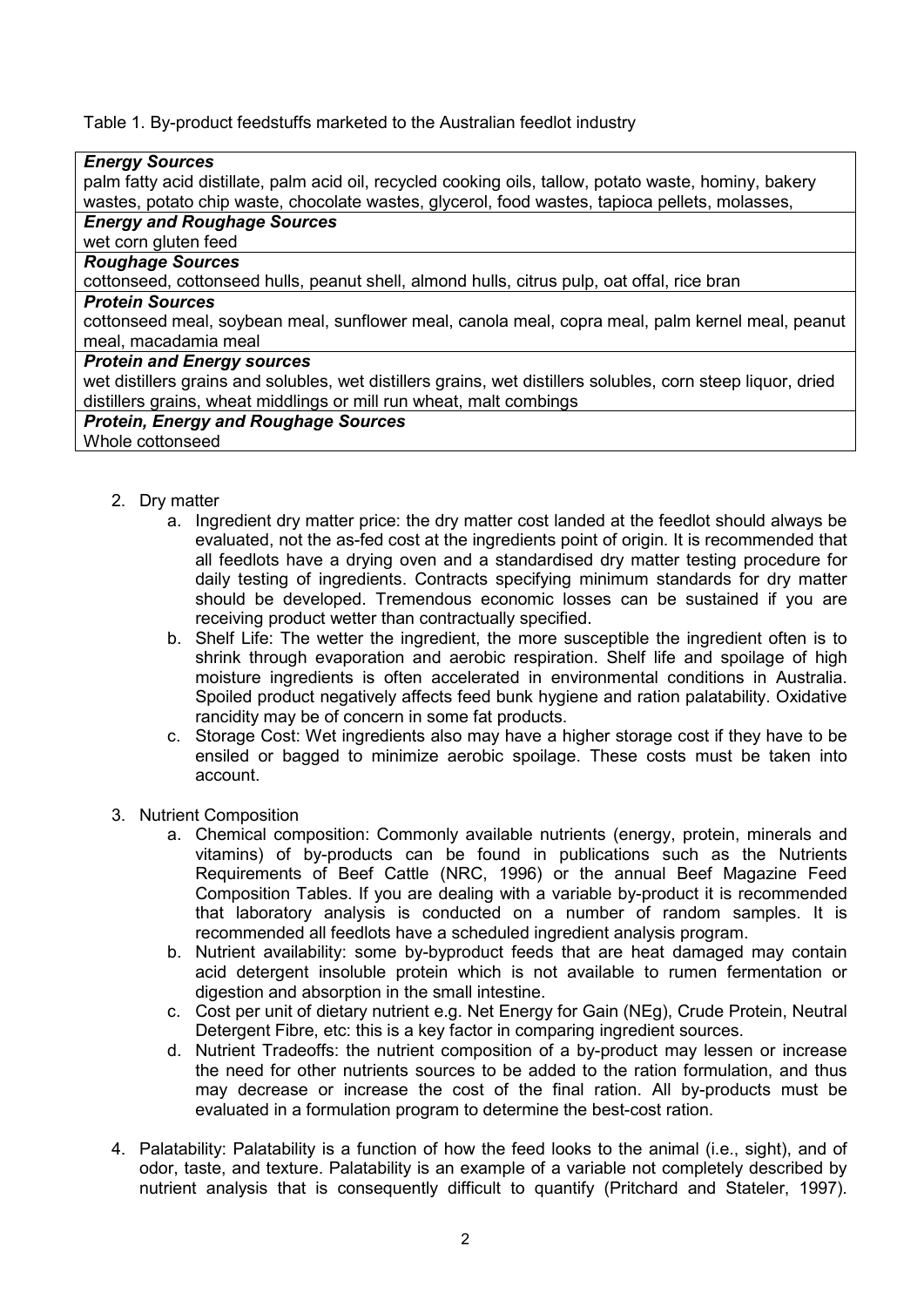Table 1. By-product feedstuffs marketed to the Australian feedlot industry

| ***Energy Sources*** |
|---|
| palm fatty acid distillate, palm acid oil, recycled cooking oils, tallow, potato waste, hominy, bakery wastes, potato chip waste, chocolate wastes, glycerol, food wastes, tapioca pellets, molasses, |
| ***Energy and Roughage Sources*** |
| wet corn gluten feed |
| ***Roughage Sources*** |
| cottonseed, cottonseed hulls, peanut shell, almond hulls, citrus pulp, oat offal, rice bran |
| ***Protein Sources*** |
| cottonseed meal, soybean meal, sunflower meal, canola meal, copra meal, palm kernel meal, peanut meal, macadamia meal |
| ***Protein and Energy sources*** |
| wet distillers grains and solubles, wet distillers grains, wet distillers solubles, corn steep liquor, dried distillers grains, wheat middlings or mill run wheat, malt combings |
| ***Protein, Energy and Roughage Sources*** |
| Whole cottonseed |

2. Dry matter
   a. Ingredient dry matter price: the dry matter cost landed at the feedlot should always be evaluated, not the as-fed cost at the ingredients point of origin. It is recommended that all feedlots have a drying oven and a standardised dry matter testing procedure for daily testing of ingredients. Contracts specifying minimum standards for dry matter should be developed. Tremendous economic losses can be sustained if you are receiving product wetter than contractually specified.
   b. Shelf Life: The wetter the ingredient, the more susceptible the ingredient often is to shrink through evaporation and aerobic respiration. Shelf life and spoilage of high moisture ingredients is often accelerated in environmental conditions in Australia. Spoiled product negatively affects feed bunk hygiene and ration palatability. Oxidative rancidity may be of concern in some fat products.
   c. Storage Cost: Wet ingredients also may have a higher storage cost if they have to be ensiled or bagged to minimize aerobic spoilage. These costs must be taken into account.

3. Nutrient Composition
   a. Chemical composition: Commonly available nutrients (energy, protein, minerals and vitamins) of by-products can be found in publications such as the Nutrients Requirements of Beef Cattle (NRC, 1996) or the annual Beef Magazine Feed Composition Tables. If you are dealing with a variable by-product it is recommended that laboratory analysis is conducted on a number of random samples. It is recommended all feedlots have a scheduled ingredient analysis program.
   b. Nutrient availability: some by-byproduct feeds that are heat damaged may contain acid detergent insoluble protein which is not available to rumen fermentation or digestion and absorption in the small intestine.
   c. Cost per unit of dietary nutrient e.g. Net Energy for Gain (NEg), Crude Protein, Neutral Detergent Fibre, etc: this is a key factor in comparing ingredient sources.
   d. Nutrient Tradeoffs: the nutrient composition of a by-product may lessen or increase the need for other nutrients sources to be added to the ration formulation, and thus may decrease or increase the cost of the final ration. All by-products must be evaluated in a formulation program to determine the best-cost ration.

4. Palatability: Palatability is a function of how the feed looks to the animal (i.e., sight), and of odor, taste, and texture. Palatability is an example of a variable not completely described by nutrient analysis that is consequently difficult to quantify (Pritchard and Stateler, 1997).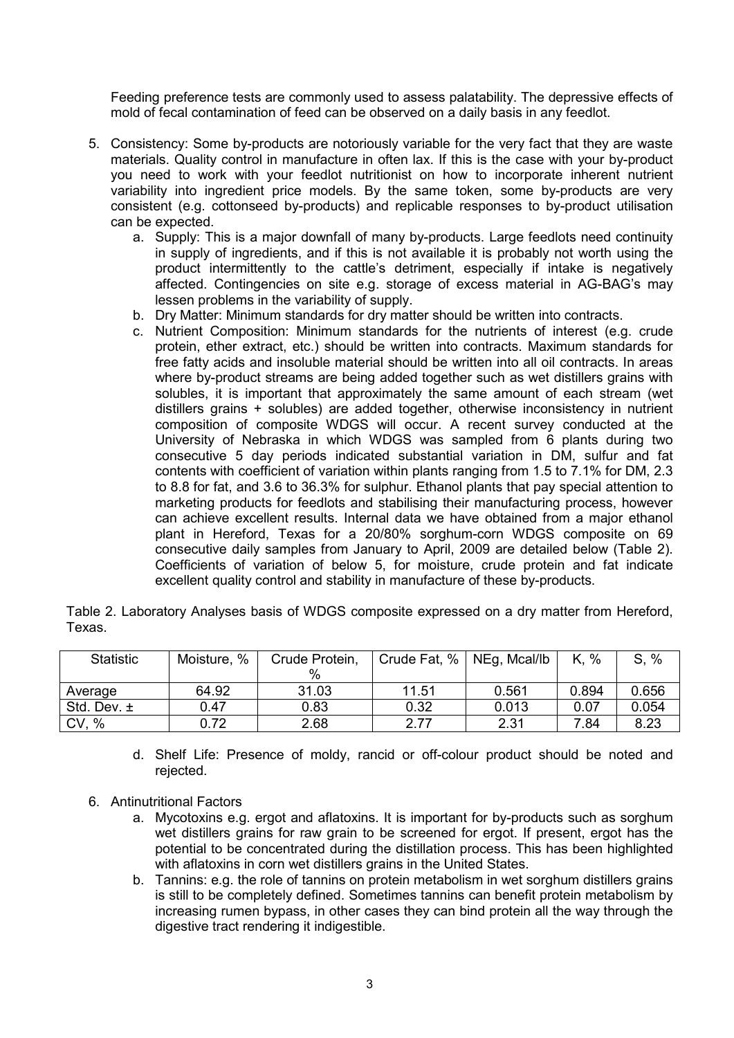Feeding preference tests are commonly used to assess palatability. The depressive effects of mold of fecal contamination of feed can be observed on a daily basis in any feedlot.

5. Consistency: Some by-products are notoriously variable for the very fact that they are waste materials. Quality control in manufacture in often lax. If this is the case with your by-product you need to work with your feedlot nutritionist on how to incorporate inherent nutrient variability into ingredient price models. By the same token, some by-products are very consistent (e.g. cottonseed by-products) and replicable responses to by-product utilisation can be expected.
    a. Supply: This is a major downfall of many by-products. Large feedlots need continuity in supply of ingredients, and if this is not available it is probably not worth using the product intermittently to the cattle's detriment, especially if intake is negatively affected. Contingencies on site e.g. storage of excess material in AG-BAG's may lessen problems in the variability of supply.
    b. Dry Matter: Minimum standards for dry matter should be written into contracts.
    c. Nutrient Composition: Minimum standards for the nutrients of interest (e.g. crude protein, ether extract, etc.) should be written into contracts. Maximum standards for free fatty acids and insoluble material should be written into all oil contracts. In areas where by-product streams are being added together such as wet distillers grains with solubles, it is important that approximately the same amount of each stream (wet distillers grains + solubles) are added together, otherwise inconsistency in nutrient composition of composite WDGS will occur. A recent survey conducted at the University of Nebraska in which WDGS was sampled from 6 plants during two consecutive 5 day periods indicated substantial variation in DM, sulfur and fat contents with coefficient of variation within plants ranging from 1.5 to 7.1% for DM, 2.3 to 8.8 for fat, and 3.6 to 36.3% for sulphur. Ethanol plants that pay special attention to marketing products for feedlots and stabilising their manufacturing process, however can achieve excellent results. Internal data we have obtained from a major ethanol plant in Hereford, Texas for a 20/80% sorghum-corn WDGS composite on 69 consecutive daily samples from January to April, 2009 are detailed below (Table 2). Coefficients of variation of below 5, for moisture, crude protein and fat indicate excellent quality control and stability in manufacture of these by-products.

Table 2. Laboratory Analyses basis of WDGS composite expressed on a dry matter from Hereford, Texas.

| Statistic | Moisture, % | Crude Protein, % | Crude Fat, % | NEg, Mcal/lb | K, % | S, % |
|---|---|---|---|---|---|---|
| Average | 64.92 | 31.03 | 11.51 | 0.561 | 0.894 | 0.656 |
| Std. Dev. ± | 0.47 | 0.83 | 0.32 | 0.013 | 0.07 | 0.054 |
| CV, % | 0.72 | 2.68 | 2.77 | 2.31 | 7.84 | 8.23 |

    d. Shelf Life: Presence of moldy, rancid or off-colour product should be noted and rejected.

6. Antinutritional Factors
    a. Mycotoxins e.g. ergot and aflatoxins. It is important for by-products such as sorghum wet distillers grains for raw grain to be screened for ergot. If present, ergot has the potential to be concentrated during the distillation process. This has been highlighted with aflatoxins in corn wet distillers grains in the United States.
    b. Tannins: e.g. the role of tannins on protein metabolism in wet sorghum distillers grains is still to be completely defined. Sometimes tannins can benefit protein metabolism by increasing rumen bypass, in other cases they can bind protein all the way through the digestive tract rendering it indigestible.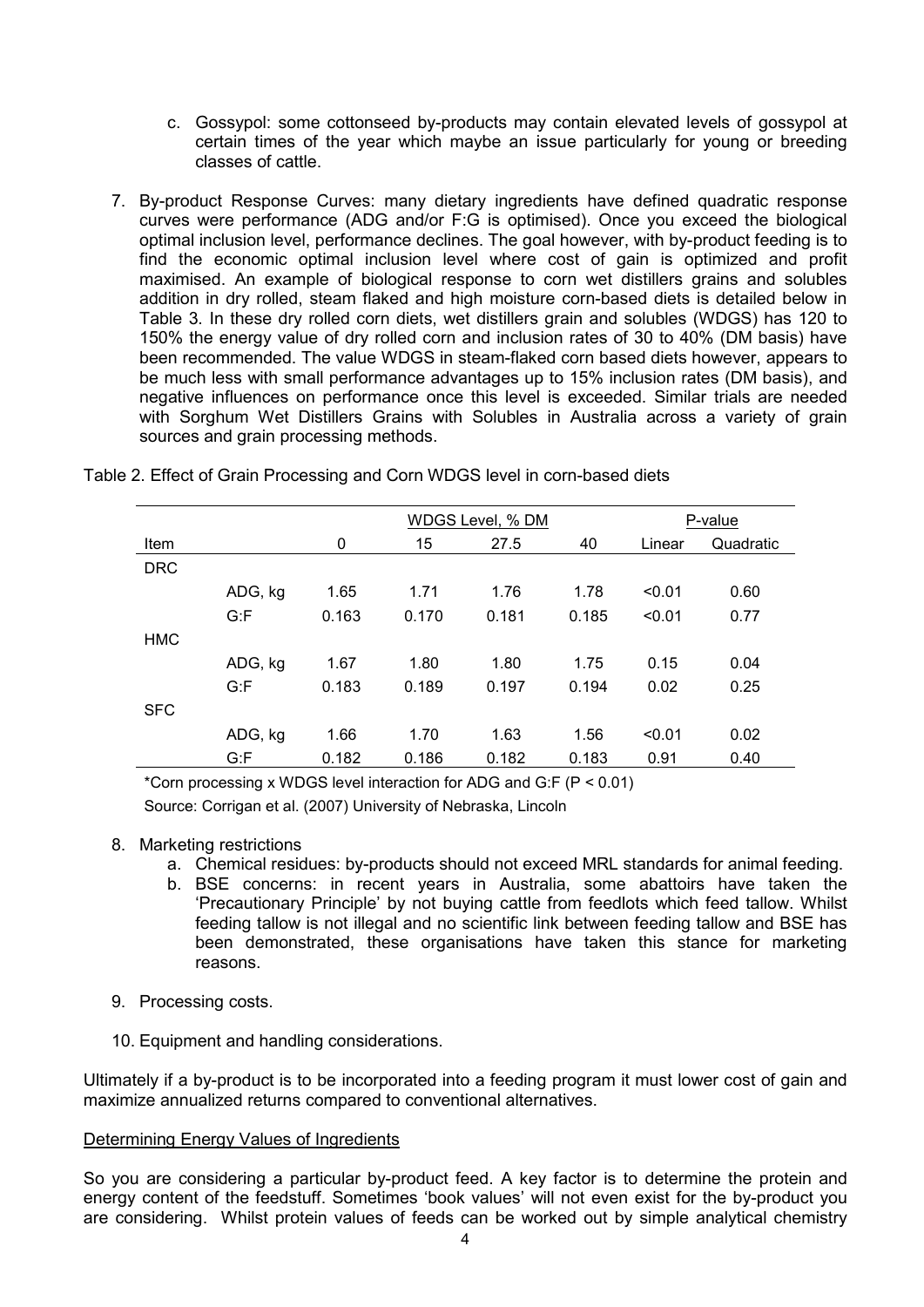c. Gossypol: some cottonseed by-products may contain elevated levels of gossypol at certain times of the year which maybe an issue particularly for young or breeding classes of cattle.

7. By-product Response Curves: many dietary ingredients have defined quadratic response curves were performance (ADG and/or F:G is optimised). Once you exceed the biological optimal inclusion level, performance declines. The goal however, with by-product feeding is to find the economic optimal inclusion level where cost of gain is optimized and profit maximised. An example of biological response to corn wet distillers grains and solubles addition in dry rolled, steam flaked and high moisture corn-based diets is detailed below in Table 3. In these dry rolled corn diets, wet distillers grain and solubles (WDGS) has 120 to 150% the energy value of dry rolled corn and inclusion rates of 30 to 40% (DM basis) have been recommended. The value WDGS in steam-flaked corn based diets however, appears to be much less with small performance advantages up to 15% inclusion rates (DM basis), and negative influences on performance once this level is exceeded. Similar trials are needed with Sorghum Wet Distillers Grains with Solubles in Australia across a variety of grain sources and grain processing methods.

Table 2. Effect of Grain Processing and Corn WDGS level in corn-based diets

| | | WDGS Level, % DM | | | | P-value | |
|---|---|---|---|---|---|---|---|
| Item | | 0 | 15 | 27.5 | 40 | Linear | Quadratic |
| DRC | | | | | | | |
| | ADG, kg | 1.65 | 1.71 | 1.76 | 1.78 | <0.01 | 0.60 |
| | G:F | 0.163 | 0.170 | 0.181 | 0.185 | <0.01 | 0.77 |
| HMC | | | | | | | |
| | ADG, kg | 1.67 | 1.80 | 1.80 | 1.75 | 0.15 | 0.04 |
| | G:F | 0.183 | 0.189 | 0.197 | 0.194 | 0.02 | 0.25 |
| SFC | | | | | | | |
| | ADG, kg | 1.66 | 1.70 | 1.63 | 1.56 | <0.01 | 0.02 |
| | G:F | 0.182 | 0.186 | 0.182 | 0.183 | 0.91 | 0.40 |

*Corn processing x WDGS level interaction for ADG and G:F ($P < 0.01$)

Source: Corrigan et al. (2007) University of Nebraska, Lincoln

8. Marketing restrictions
   a. Chemical residues: by-products should not exceed MRL standards for animal feeding.
   b. BSE concerns: in recent years in Australia, some abattoirs have taken the 'Precautionary Principle' by not buying cattle from feedlots which feed tallow. Whilst feeding tallow is not illegal and no scientific link between feeding tallow and BSE has been demonstrated, these organisations have taken this stance for marketing reasons.

9. Processing costs.

10. Equipment and handling considerations.

Ultimately if a by-product is to be incorporated into a feeding program it must lower cost of gain and maximize annualized returns compared to conventional alternatives.

## Determining Energy Values of Ingredients

So you are considering a particular by-product feed. A key factor is to determine the protein and energy content of the feedstuff. Sometimes 'book values' will not even exist for the by-product you are considering. Whilst protein values of feeds can be worked out by simple analytical chemistry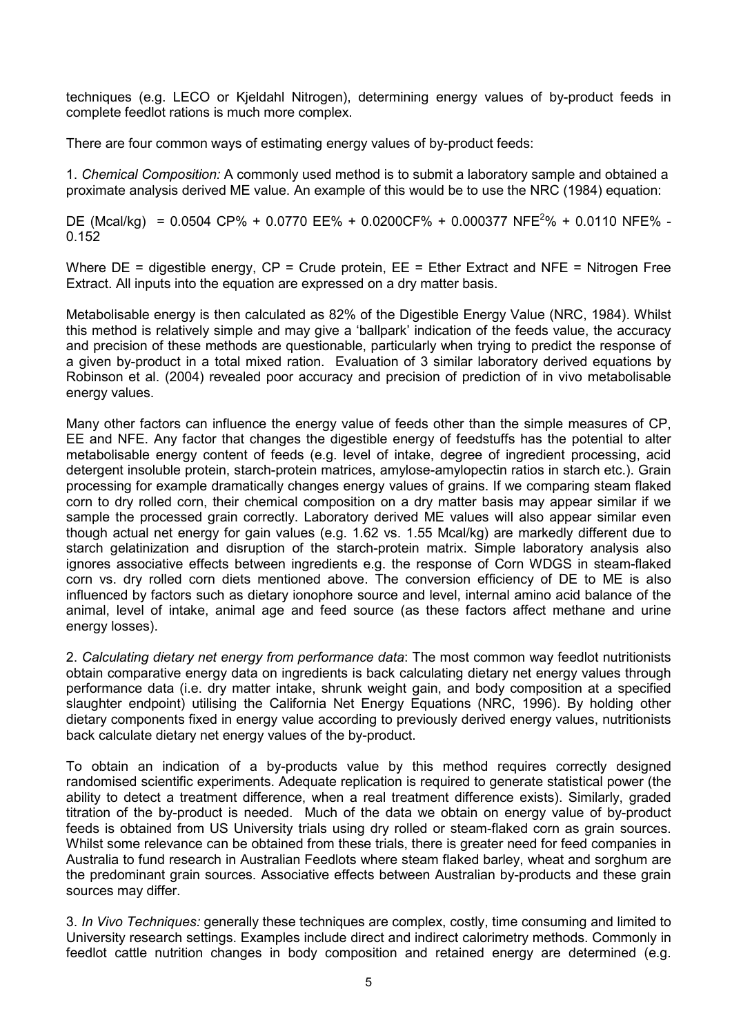techniques (e.g. LECO or Kjeldahl Nitrogen), determining energy values of by-product feeds in complete feedlot rations is much more complex.

There are four common ways of estimating energy values of by-product feeds:

1. *Chemical Composition:* A commonly used method is to submit a laboratory sample and obtained a proximate analysis derived ME value. An example of this would be to use the NRC (1984) equation:

$$DE\ (Mcal/kg) = 0.0504\ CP\% + 0.0770\ EE\% + 0.0200CF\% + 0.000377\ NFE^{2}\% + 0.0110\ NFE\% - 0.152$$

Where DE = digestible energy, CP = Crude protein, EE = Ether Extract and NFE = Nitrogen Free Extract. All inputs into the equation are expressed on a dry matter basis.

Metabolisable energy is then calculated as 82% of the Digestible Energy Value (NRC, 1984). Whilst this method is relatively simple and may give a 'ballpark' indication of the feeds value, the accuracy and precision of these methods are questionable, particularly when trying to predict the response of a given by-product in a total mixed ration. Evaluation of 3 similar laboratory derived equations by Robinson et al. (2004) revealed poor accuracy and precision of prediction of in vivo metabolisable energy values.

Many other factors can influence the energy value of feeds other than the simple measures of CP, EE and NFE. Any factor that changes the digestible energy of feedstuffs has the potential to alter metabolisable energy content of feeds (e.g. level of intake, degree of ingredient processing, acid detergent insoluble protein, starch-protein matrices, amylose-amylopectin ratios in starch etc.). Grain processing for example dramatically changes energy values of grains. If we comparing steam flaked corn to dry rolled corn, their chemical composition on a dry matter basis may appear similar if we sample the processed grain correctly. Laboratory derived ME values will also appear similar even though actual net energy for gain values (e.g. 1.62 vs. 1.55 Mcal/kg) are markedly different due to starch gelatinization and disruption of the starch-protein matrix. Simple laboratory analysis also ignores associative effects between ingredients e.g. the response of Corn WDGS in steam-flaked corn vs. dry rolled corn diets mentioned above. The conversion efficiency of DE to ME is also influenced by factors such as dietary ionophore source and level, internal amino acid balance of the animal, level of intake, animal age and feed source (as these factors affect methane and urine energy losses).

2. *Calculating dietary net energy from performance data*: The most common way feedlot nutritionists obtain comparative energy data on ingredients is back calculating dietary net energy values through performance data (i.e. dry matter intake, shrunk weight gain, and body composition at a specified slaughter endpoint) utilising the California Net Energy Equations (NRC, 1996). By holding other dietary components fixed in energy value according to previously derived energy values, nutritionists back calculate dietary net energy values of the by-product.

To obtain an indication of a by-products value by this method requires correctly designed randomised scientific experiments. Adequate replication is required to generate statistical power (the ability to detect a treatment difference, when a real treatment difference exists). Similarly, graded titration of the by-product is needed. Much of the data we obtain on energy value of by-product feeds is obtained from US University trials using dry rolled or steam-flaked corn as grain sources. Whilst some relevance can be obtained from these trials, there is greater need for feed companies in Australia to fund research in Australian Feedlots where steam flaked barley, wheat and sorghum are the predominant grain sources. Associative effects between Australian by-products and these grain sources may differ.

3. *In Vivo Techniques:* generally these techniques are complex, costly, time consuming and limited to University research settings. Examples include direct and indirect calorimetry methods. Commonly in feedlot cattle nutrition changes in body composition and retained energy are determined (e.g.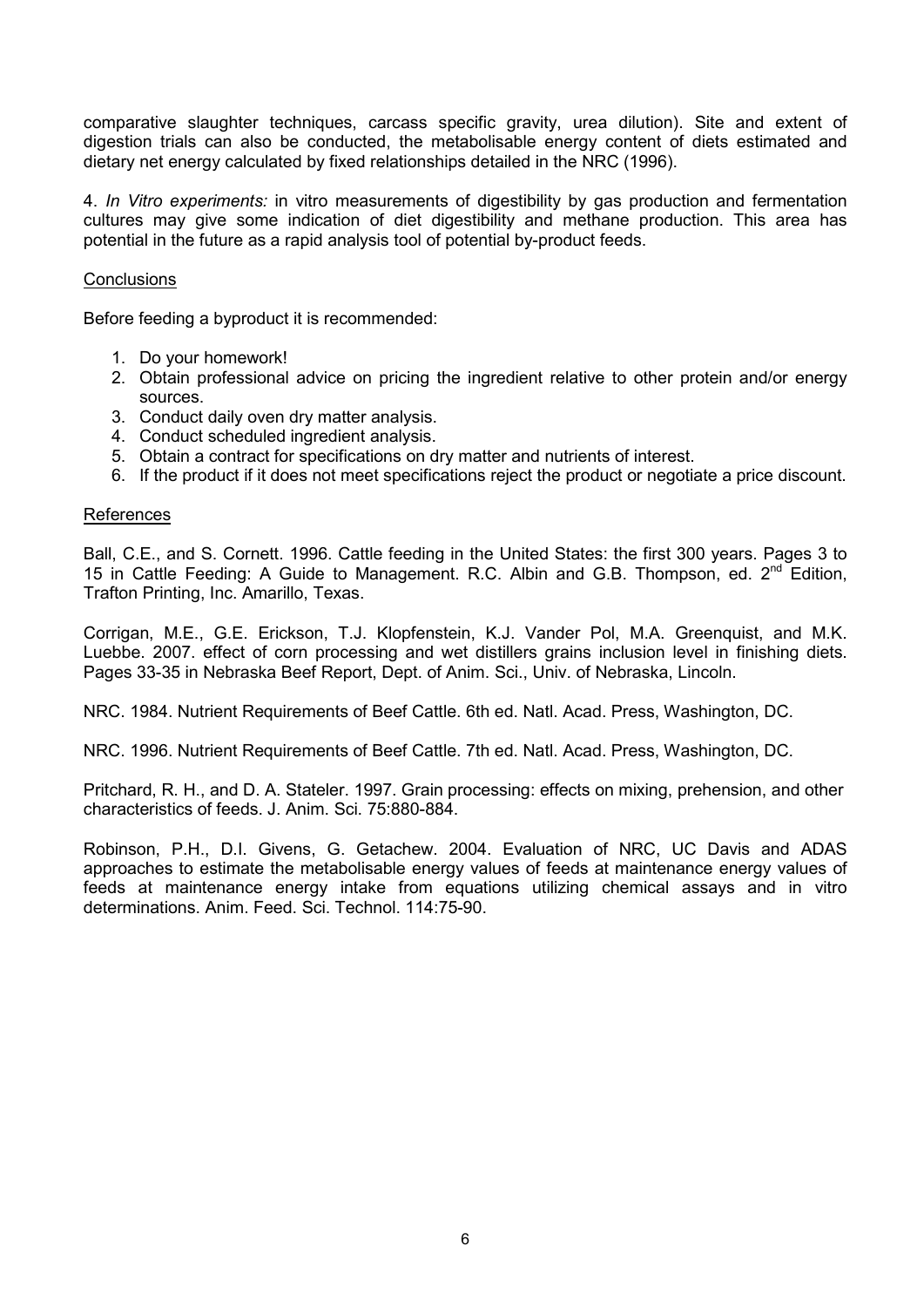comparative slaughter techniques, carcass specific gravity, urea dilution). Site and extent of digestion trials can also be conducted, the metabolisable energy content of diets estimated and dietary net energy calculated by fixed relationships detailed in the NRC (1996).

4. *In Vitro experiments:* in vitro measurements of digestibility by gas production and fermentation cultures may give some indication of diet digestibility and methane production. This area has potential in the future as a rapid analysis tool of potential by-product feeds.

## Conclusions

Before feeding a byproduct it is recommended:

1. Do your homework!
2. Obtain professional advice on pricing the ingredient relative to other protein and/or energy sources.
3. Conduct daily oven dry matter analysis.
4. Conduct scheduled ingredient analysis.
5. Obtain a contract for specifications on dry matter and nutrients of interest.
6. If the product if it does not meet specifications reject the product or negotiate a price discount.

## References

Ball, C.E., and S. Cornett. 1996. Cattle feeding in the United States: the first 300 years. Pages 3 to 15 in Cattle Feeding: A Guide to Management. R.C. Albin and G.B. Thompson, ed. 2nd Edition, Trafton Printing, Inc. Amarillo, Texas.

Corrigan, M.E., G.E. Erickson, T.J. Klopfenstein, K.J. Vander Pol, M.A. Greenquist, and M.K. Luebbe. 2007. effect of corn processing and wet distillers grains inclusion level in finishing diets. Pages 33-35 in Nebraska Beef Report, Dept. of Anim. Sci., Univ. of Nebraska, Lincoln.

NRC. 1984. Nutrient Requirements of Beef Cattle. 6th ed. Natl. Acad. Press, Washington, DC.

NRC. 1996. Nutrient Requirements of Beef Cattle. 7th ed. Natl. Acad. Press, Washington, DC.

Pritchard, R. H., and D. A. Stateler. 1997. Grain processing: effects on mixing, prehension, and other characteristics of feeds. J. Anim. Sci. 75:880-884.

Robinson, P.H., D.I. Givens, G. Getachew. 2004. Evaluation of NRC, UC Davis and ADAS approaches to estimate the metabolisable energy values of feeds at maintenance energy values of feeds at maintenance energy intake from equations utilizing chemical assays and in vitro determinations. Anim. Feed. Sci. Technol. 114:75-90.